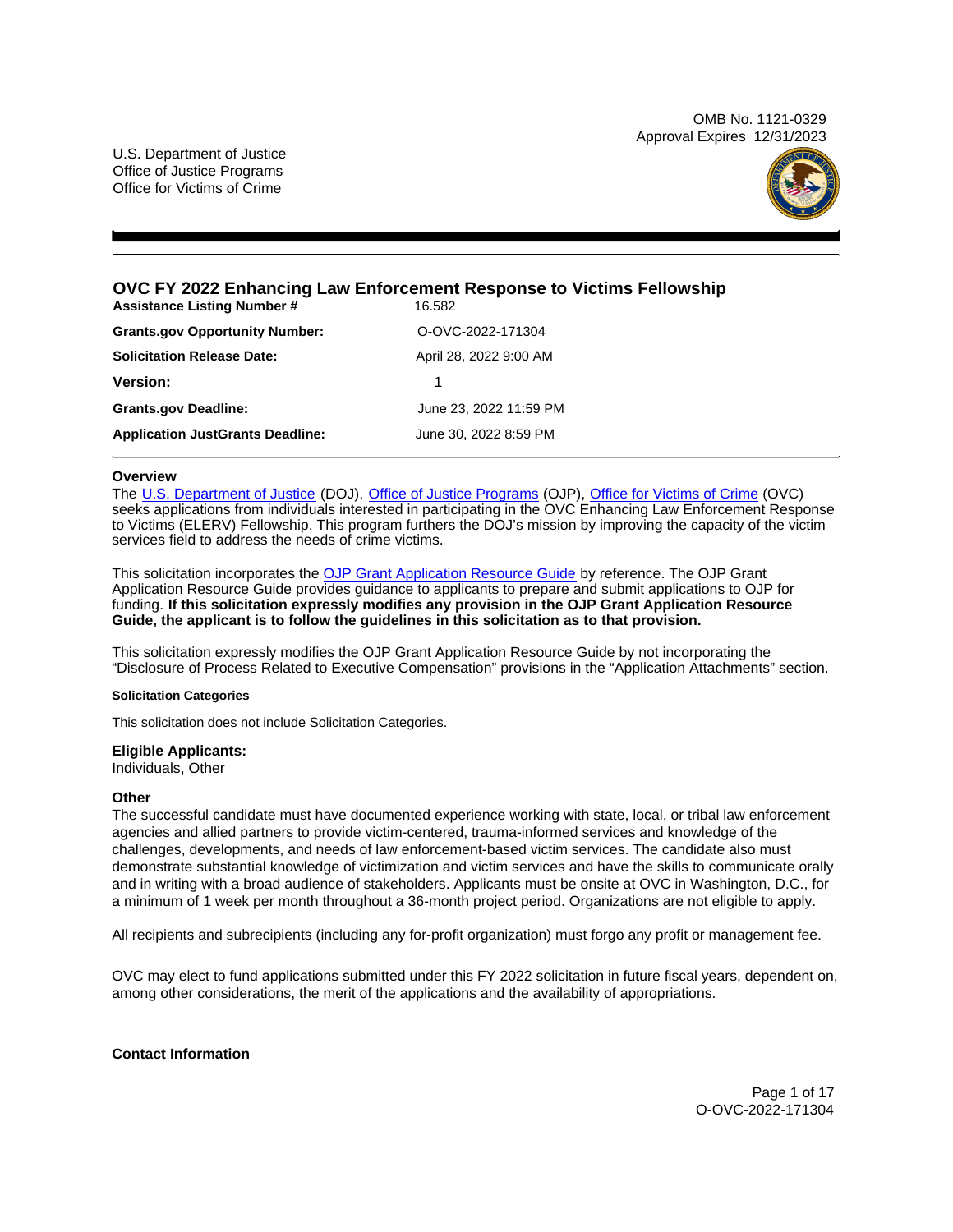OMB No. 1121-0329
Approval Expires 12/31/2023

U.S. Department of Justice
Office of Justice Programs
Office for Victims of Crime

# OVC FY 2022 Enhancing Law Enforcement Response to Victims Fellowship

| | |
|---|---|
| **Assistance Listing Number #** | 16.582 |
| **Grants.gov Opportunity Number:** | O-OVC-2022-171304 |
| **Solicitation Release Date:** | April 28, 2022 9:00 AM |
| **Version:** | 1 |
| **Grants.gov Deadline:** | June 23, 2022 11:59 PM |
| **Application JustGrants Deadline:** | June 30, 2022 8:59 PM |

### Overview

The U.S. Department of Justice (DOJ), Office of Justice Programs (OJP), Office for Victims of Crime (OVC) seeks applications from individuals interested in participating in the OVC Enhancing Law Enforcement Response to Victims (ELERV) Fellowship. This program furthers the DOJ's mission by improving the capacity of the victim services field to address the needs of crime victims.

This solicitation incorporates the OJP Grant Application Resource Guide by reference. The OJP Grant Application Resource Guide provides guidance to applicants to prepare and submit applications to OJP for funding. **If this solicitation expressly modifies any provision in the OJP Grant Application Resource Guide, the applicant is to follow the guidelines in this solicitation as to that provision.**

This solicitation expressly modifies the OJP Grant Application Resource Guide by not incorporating the "Disclosure of Process Related to Executive Compensation" provisions in the "Application Attachments" section.

#### Solicitation Categories

This solicitation does not include Solicitation Categories.

### Eligible Applicants:

Individuals, Other

### Other

The successful candidate must have documented experience working with state, local, or tribal law enforcement agencies and allied partners to provide victim-centered, trauma-informed services and knowledge of the challenges, developments, and needs of law enforcement-based victim services. The candidate also must demonstrate substantial knowledge of victimization and victim services and have the skills to communicate orally and in writing with a broad audience of stakeholders. Applicants must be onsite at OVC in Washington, D.C., for a minimum of 1 week per month throughout a 36-month project period. Organizations are not eligible to apply.

All recipients and subrecipients (including any for-profit organization) must forgo any profit or management fee.

OVC may elect to fund applications submitted under this FY 2022 solicitation in future fiscal years, dependent on, among other considerations, the merit of the applications and the availability of appropriations.

### Contact Information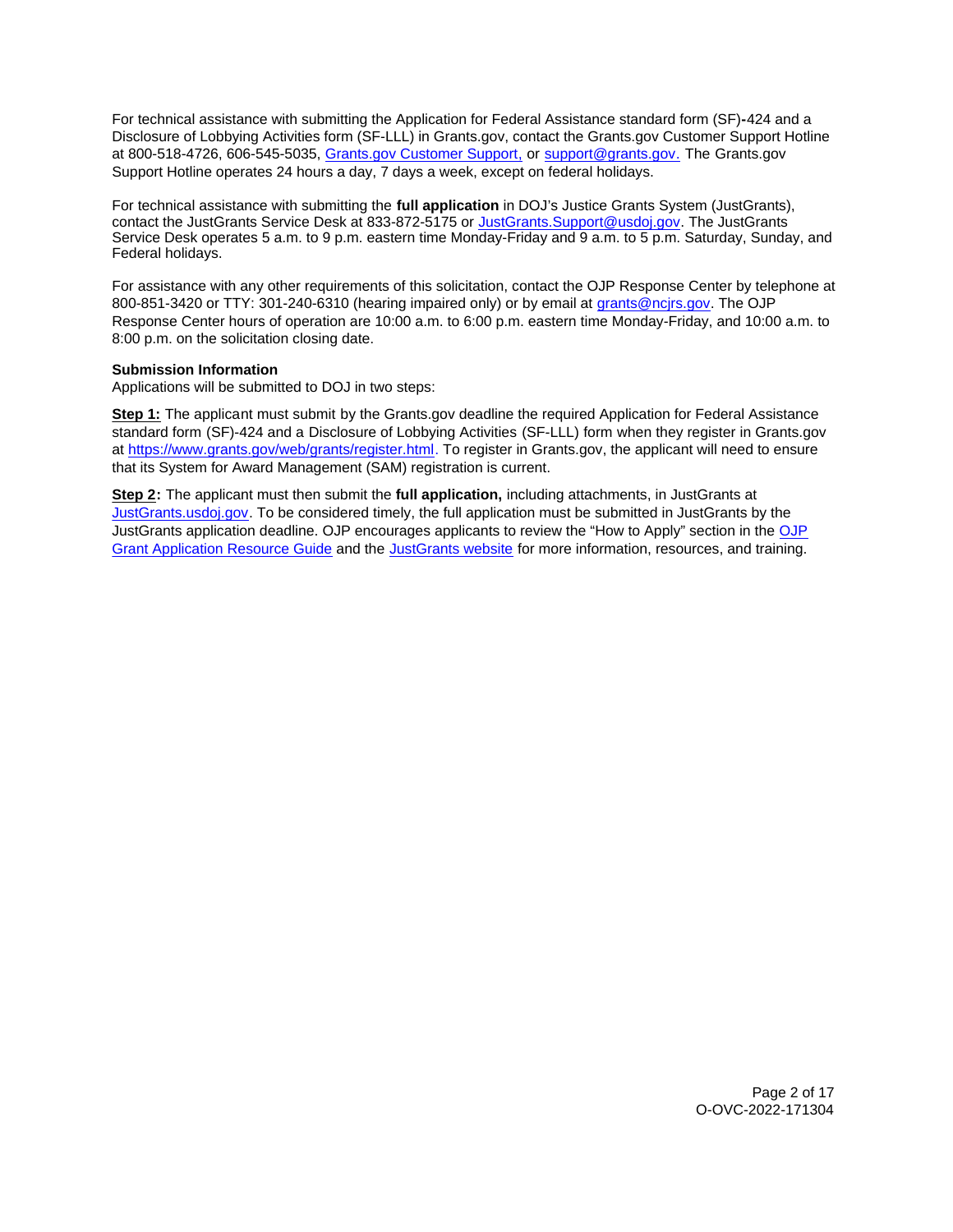For technical assistance with submitting the Application for Federal Assistance standard form (SF)-424 and a Disclosure of Lobbying Activities form (SF-LLL) in Grants.gov, contact the Grants.gov Customer Support Hotline at 800-518-4726, 606-545-5035, Grants.gov Customer Support, or support@grants.gov. The Grants.gov Support Hotline operates 24 hours a day, 7 days a week, except on federal holidays.

For technical assistance with submitting the **full application** in DOJ's Justice Grants System (JustGrants), contact the JustGrants Service Desk at 833-872-5175 or JustGrants.Support@usdoj.gov. The JustGrants Service Desk operates 5 a.m. to 9 p.m. eastern time Monday-Friday and 9 a.m. to 5 p.m. Saturday, Sunday, and Federal holidays.

For assistance with any other requirements of this solicitation, contact the OJP Response Center by telephone at 800-851-3420 or TTY: 301-240-6310 (hearing impaired only) or by email at grants@ncjrs.gov. The OJP Response Center hours of operation are 10:00 a.m. to 6:00 p.m. eastern time Monday-Friday, and 10:00 a.m. to 8:00 p.m. on the solicitation closing date.

**Submission Information**

Applications will be submitted to DOJ in two steps:

**Step 1:** The applicant must submit by the Grants.gov deadline the required Application for Federal Assistance standard form (SF)-424 and a Disclosure of Lobbying Activities (SF-LLL) form when they register in Grants.gov at https://www.grants.gov/web/grants/register.html. To register in Grants.gov, the applicant will need to ensure that its System for Award Management (SAM) registration is current.

**Step 2:** The applicant must then submit the **full application,** including attachments, in JustGrants at JustGrants.usdoj.gov. To be considered timely, the full application must be submitted in JustGrants by the JustGrants application deadline. OJP encourages applicants to review the "How to Apply" section in the OJP Grant Application Resource Guide and the JustGrants website for more information, resources, and training.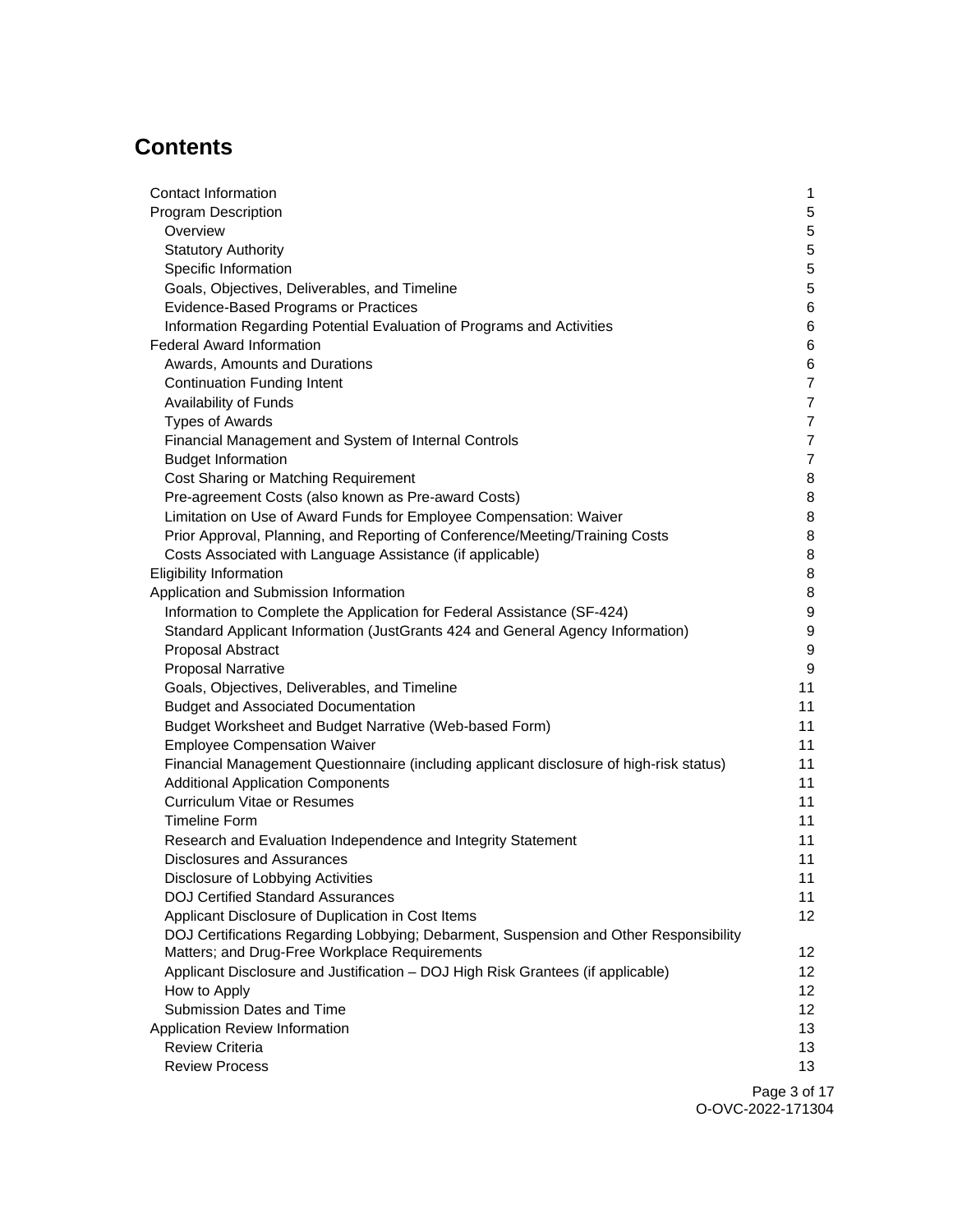## Contents

| | |
|---|---|
| Contact Information | 1 |
| Program Description | 5 |
| Overview | 5 |
| Statutory Authority | 5 |
| Specific Information | 5 |
| Goals, Objectives, Deliverables, and Timeline | 5 |
| Evidence-Based Programs or Practices | 6 |
| Information Regarding Potential Evaluation of Programs and Activities | 6 |
| Federal Award Information | 6 |
| Awards, Amounts and Durations | 6 |
| Continuation Funding Intent | 7 |
| Availability of Funds | 7 |
| Types of Awards | 7 |
| Financial Management and System of Internal Controls | 7 |
| Budget Information | 7 |
| Cost Sharing or Matching Requirement | 8 |
| Pre-agreement Costs (also known as Pre-award Costs) | 8 |
| Limitation on Use of Award Funds for Employee Compensation: Waiver | 8 |
| Prior Approval, Planning, and Reporting of Conference/Meeting/Training Costs | 8 |
| Costs Associated with Language Assistance (if applicable) | 8 |
| Eligibility Information | 8 |
| Application and Submission Information | 8 |
| Information to Complete the Application for Federal Assistance (SF-424) | 9 |
| Standard Applicant Information (JustGrants 424 and General Agency Information) | 9 |
| Proposal Abstract | 9 |
| Proposal Narrative | 9 |
| Goals, Objectives, Deliverables, and Timeline | 11 |
| Budget and Associated Documentation | 11 |
| Budget Worksheet and Budget Narrative (Web-based Form) | 11 |
| Employee Compensation Waiver | 11 |
| Financial Management Questionnaire (including applicant disclosure of high-risk status) | 11 |
| Additional Application Components | 11 |
| Curriculum Vitae or Resumes | 11 |
| Timeline Form | 11 |
| Research and Evaluation Independence and Integrity Statement | 11 |
| Disclosures and Assurances | 11 |
| Disclosure of Lobbying Activities | 11 |
| DOJ Certified Standard Assurances | 11 |
| Applicant Disclosure of Duplication in Cost Items | 12 |
| DOJ Certifications Regarding Lobbying; Debarment, Suspension and Other Responsibility Matters; and Drug-Free Workplace Requirements | 12 |
| Applicant Disclosure and Justification – DOJ High Risk Grantees (if applicable) | 12 |
| How to Apply | 12 |
| Submission Dates and Time | 12 |
| Application Review Information | 13 |
| Review Criteria | 13 |
| Review Process | 13 |

O-OVC-2022-171304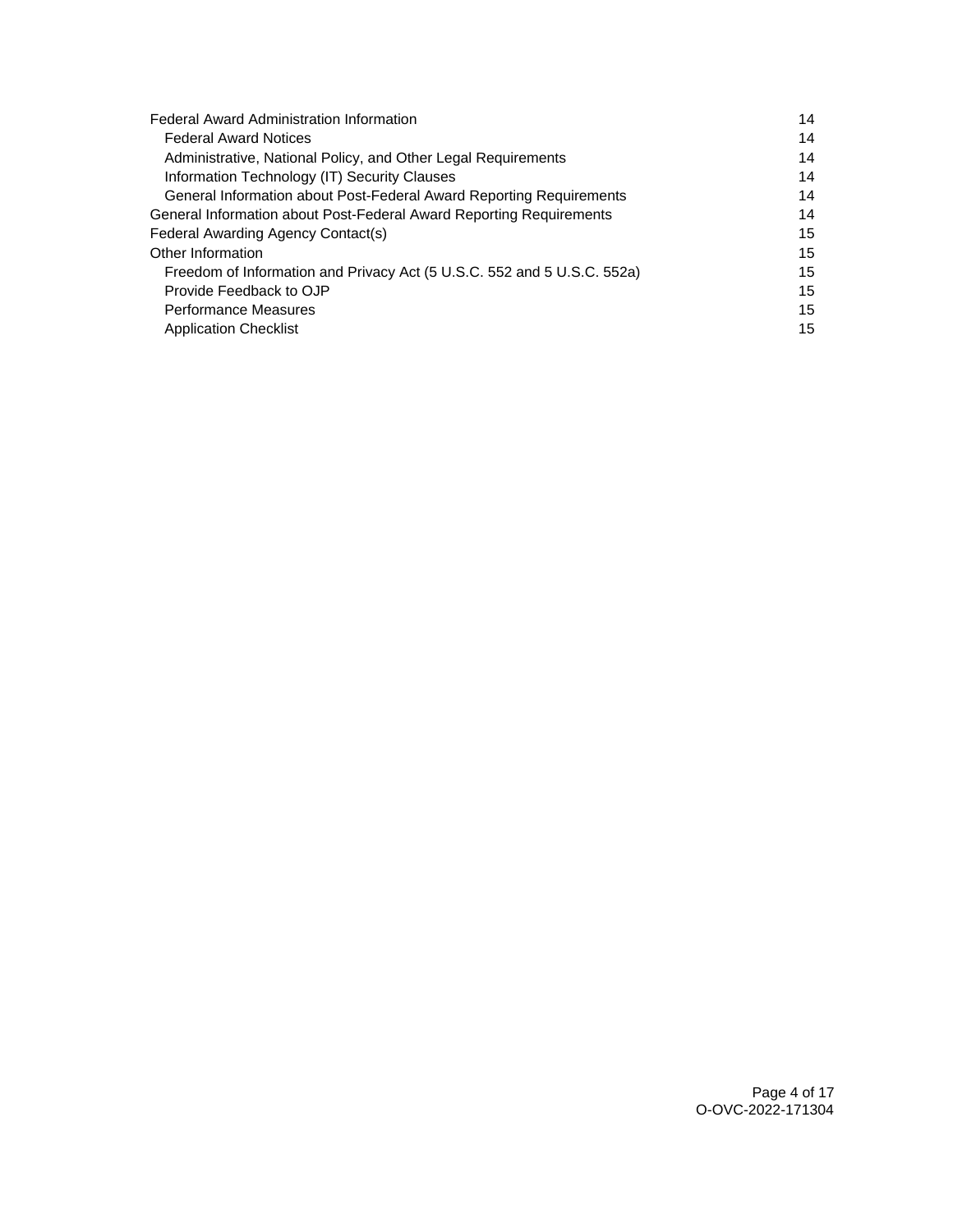Federal Award Administration Information 14
- Federal Award Notices 14
- Administrative, National Policy, and Other Legal Requirements 14
- Information Technology (IT) Security Clauses 14
- General Information about Post-Federal Award Reporting Requirements 14

General Information about Post-Federal Award Reporting Requirements 14

Federal Awarding Agency Contact(s) 15

Other Information 15
- Freedom of Information and Privacy Act (5 U.S.C. 552 and 5 U.S.C. 552a) 15
- Provide Feedback to OJP 15
- Performance Measures 15
- Application Checklist 15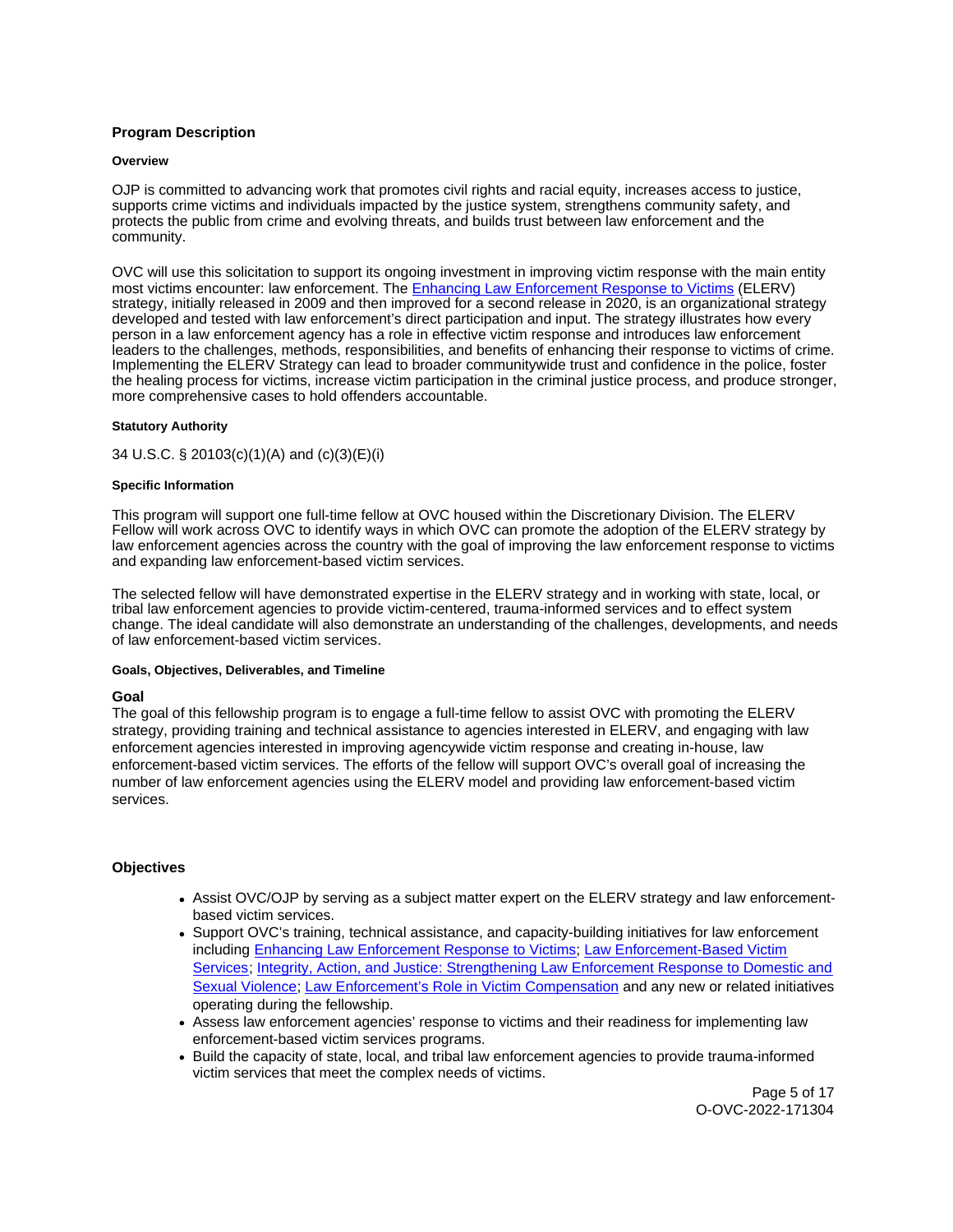## Program Description

### Overview

OJP is committed to advancing work that promotes civil rights and racial equity, increases access to justice, supports crime victims and individuals impacted by the justice system, strengthens community safety, and protects the public from crime and evolving threats, and builds trust between law enforcement and the community.

OVC will use this solicitation to support its ongoing investment in improving victim response with the main entity most victims encounter: law enforcement. The Enhancing Law Enforcement Response to Victims (ELERV) strategy, initially released in 2009 and then improved for a second release in 2020, is an organizational strategy developed and tested with law enforcement's direct participation and input. The strategy illustrates how every person in a law enforcement agency has a role in effective victim response and introduces law enforcement leaders to the challenges, methods, responsibilities, and benefits of enhancing their response to victims of crime. Implementing the ELERV Strategy can lead to broader communitywide trust and confidence in the police, foster the healing process for victims, increase victim participation in the criminal justice process, and produce stronger, more comprehensive cases to hold offenders accountable.

### Statutory Authority

34 U.S.C. § 20103(c)(1)(A) and (c)(3)(E)(i)

### Specific Information

This program will support one full-time fellow at OVC housed within the Discretionary Division. The ELERV Fellow will work across OVC to identify ways in which OVC can promote the adoption of the ELERV strategy by law enforcement agencies across the country with the goal of improving the law enforcement response to victims and expanding law enforcement-based victim services.

The selected fellow will have demonstrated expertise in the ELERV strategy and in working with state, local, or tribal law enforcement agencies to provide victim-centered, trauma-informed services and to effect system change. The ideal candidate will also demonstrate an understanding of the challenges, developments, and needs of law enforcement-based victim services.

### Goals, Objectives, Deliverables, and Timeline

**Goal**

The goal of this fellowship program is to engage a full-time fellow to assist OVC with promoting the ELERV strategy, providing training and technical assistance to agencies interested in ELERV, and engaging with law enforcement agencies interested in improving agencywide victim response and creating in-house, law enforcement-based victim services. The efforts of the fellow will support OVC's overall goal of increasing the number of law enforcement agencies using the ELERV model and providing law enforcement-based victim services.

**Objectives**

- Assist OVC/OJP by serving as a subject matter expert on the ELERV strategy and law enforcement-based victim services.
- Support OVC's training, technical assistance, and capacity-building initiatives for law enforcement including Enhancing Law Enforcement Response to Victims; Law Enforcement-Based Victim Services; Integrity, Action, and Justice: Strengthening Law Enforcement Response to Domestic and Sexual Violence; Law Enforcement's Role in Victim Compensation and any new or related initiatives operating during the fellowship.
- Assess law enforcement agencies' response to victims and their readiness for implementing law enforcement-based victim services programs.
- Build the capacity of state, local, and tribal law enforcement agencies to provide trauma-informed victim services that meet the complex needs of victims.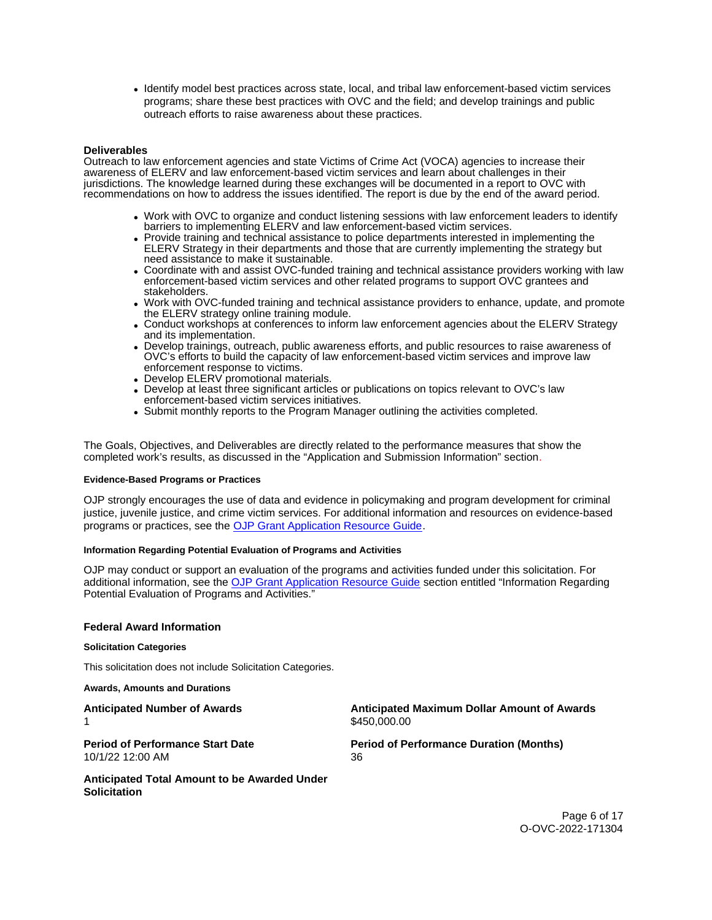- Identify model best practices across state, local, and tribal law enforcement-based victim services programs; share these best practices with OVC and the field; and develop trainings and public outreach efforts to raise awareness about these practices.

**Deliverables**

Outreach to law enforcement agencies and state Victims of Crime Act (VOCA) agencies to increase their awareness of ELERV and law enforcement-based victim services and learn about challenges in their jurisdictions. The knowledge learned during these exchanges will be documented in a report to OVC with recommendations on how to address the issues identified. The report is due by the end of the award period.

- Work with OVC to organize and conduct listening sessions with law enforcement leaders to identify barriers to implementing ELERV and law enforcement-based victim services.
- Provide training and technical assistance to police departments interested in implementing the ELERV Strategy in their departments and those that are currently implementing the strategy but need assistance to make it sustainable.
- Coordinate with and assist OVC-funded training and technical assistance providers working with law enforcement-based victim services and other related programs to support OVC grantees and stakeholders.
- Work with OVC-funded training and technical assistance providers to enhance, update, and promote the ELERV strategy online training module.
- Conduct workshops at conferences to inform law enforcement agencies about the ELERV Strategy and its implementation.
- Develop trainings, outreach, public awareness efforts, and public resources to raise awareness of OVC's efforts to build the capacity of law enforcement-based victim services and improve law enforcement response to victims.
- Develop ELERV promotional materials.
- Develop at least three significant articles or publications on topics relevant to OVC's law enforcement-based victim services initiatives.
- Submit monthly reports to the Program Manager outlining the activities completed.

The Goals, Objectives, and Deliverables are directly related to the performance measures that show the completed work's results, as discussed in the "Application and Submission Information" section.

#### Evidence-Based Programs or Practices

OJP strongly encourages the use of data and evidence in policymaking and program development for criminal justice, juvenile justice, and crime victim services. For additional information and resources on evidence-based programs or practices, see the OJP Grant Application Resource Guide.

#### Information Regarding Potential Evaluation of Programs and Activities

OJP may conduct or support an evaluation of the programs and activities funded under this solicitation. For additional information, see the OJP Grant Application Resource Guide section entitled "Information Regarding Potential Evaluation of Programs and Activities."

### Federal Award Information

#### Solicitation Categories

This solicitation does not include Solicitation Categories.

#### Awards, Amounts and Durations

**Anticipated Number of Awards**
1

**Anticipated Maximum Dollar Amount of Awards**
$450,000.00

**Period of Performance Start Date**
10/1/22 12:00 AM

**Period of Performance Duration (Months)**
36

**Anticipated Total Amount to be Awarded Under Solicitation**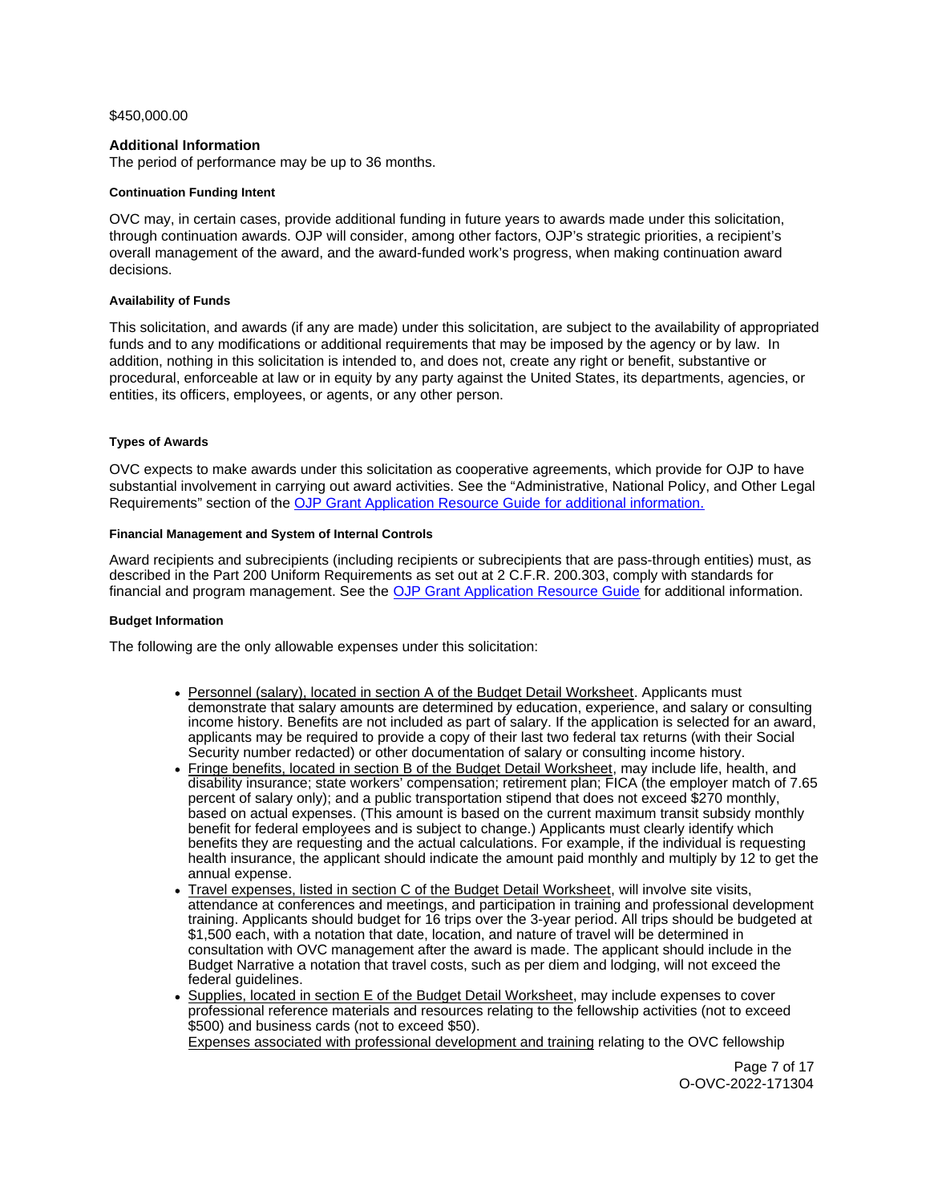$450,000.00

### Additional Information

The period of performance may be up to 36 months.

#### Continuation Funding Intent

OVC may, in certain cases, provide additional funding in future years to awards made under this solicitation, through continuation awards. OJP will consider, among other factors, OJP's strategic priorities, a recipient's overall management of the award, and the award-funded work's progress, when making continuation award decisions.

#### Availability of Funds

This solicitation, and awards (if any are made) under this solicitation, are subject to the availability of appropriated funds and to any modifications or additional requirements that may be imposed by the agency or by law. In addition, nothing in this solicitation is intended to, and does not, create any right or benefit, substantive or procedural, enforceable at law or in equity by any party against the United States, its departments, agencies, or entities, its officers, employees, or agents, or any other person.

#### Types of Awards

OVC expects to make awards under this solicitation as cooperative agreements, which provide for OJP to have substantial involvement in carrying out award activities. See the "Administrative, National Policy, and Other Legal Requirements" section of the OJP Grant Application Resource Guide for additional information.

#### Financial Management and System of Internal Controls

Award recipients and subrecipients (including recipients or subrecipients that are pass-through entities) must, as described in the Part 200 Uniform Requirements as set out at 2 C.F.R. 200.303, comply with standards for financial and program management. See the OJP Grant Application Resource Guide for additional information.

#### Budget Information

The following are the only allowable expenses under this solicitation:

- Personnel (salary), located in section A of the Budget Detail Worksheet. Applicants must demonstrate that salary amounts are determined by education, experience, and salary or consulting income history. Benefits are not included as part of salary. If the application is selected for an award, applicants may be required to provide a copy of their last two federal tax returns (with their Social Security number redacted) or other documentation of salary or consulting income history.
- Fringe benefits, located in section B of the Budget Detail Worksheet, may include life, health, and disability insurance; state workers' compensation; retirement plan; FICA (the employer match of 7.65 percent of salary only); and a public transportation stipend that does not exceed $270 monthly, based on actual expenses. (This amount is based on the current maximum transit subsidy monthly benefit for federal employees and is subject to change.) Applicants must clearly identify which benefits they are requesting and the actual calculations. For example, if the individual is requesting health insurance, the applicant should indicate the amount paid monthly and multiply by 12 to get the annual expense.
- Travel expenses, listed in section C of the Budget Detail Worksheet, will involve site visits, attendance at conferences and meetings, and participation in training and professional development training. Applicants should budget for 16 trips over the 3-year period. All trips should be budgeted at $1,500 each, with a notation that date, location, and nature of travel will be determined in consultation with OVC management after the award is made. The applicant should include in the Budget Narrative a notation that travel costs, such as per diem and lodging, will not exceed the federal guidelines.
- Supplies, located in section E of the Budget Detail Worksheet, may include expenses to cover professional reference materials and resources relating to the fellowship activities (not to exceed $500) and business cards (not to exceed $50).
  Expenses associated with professional development and training relating to the OVC fellowship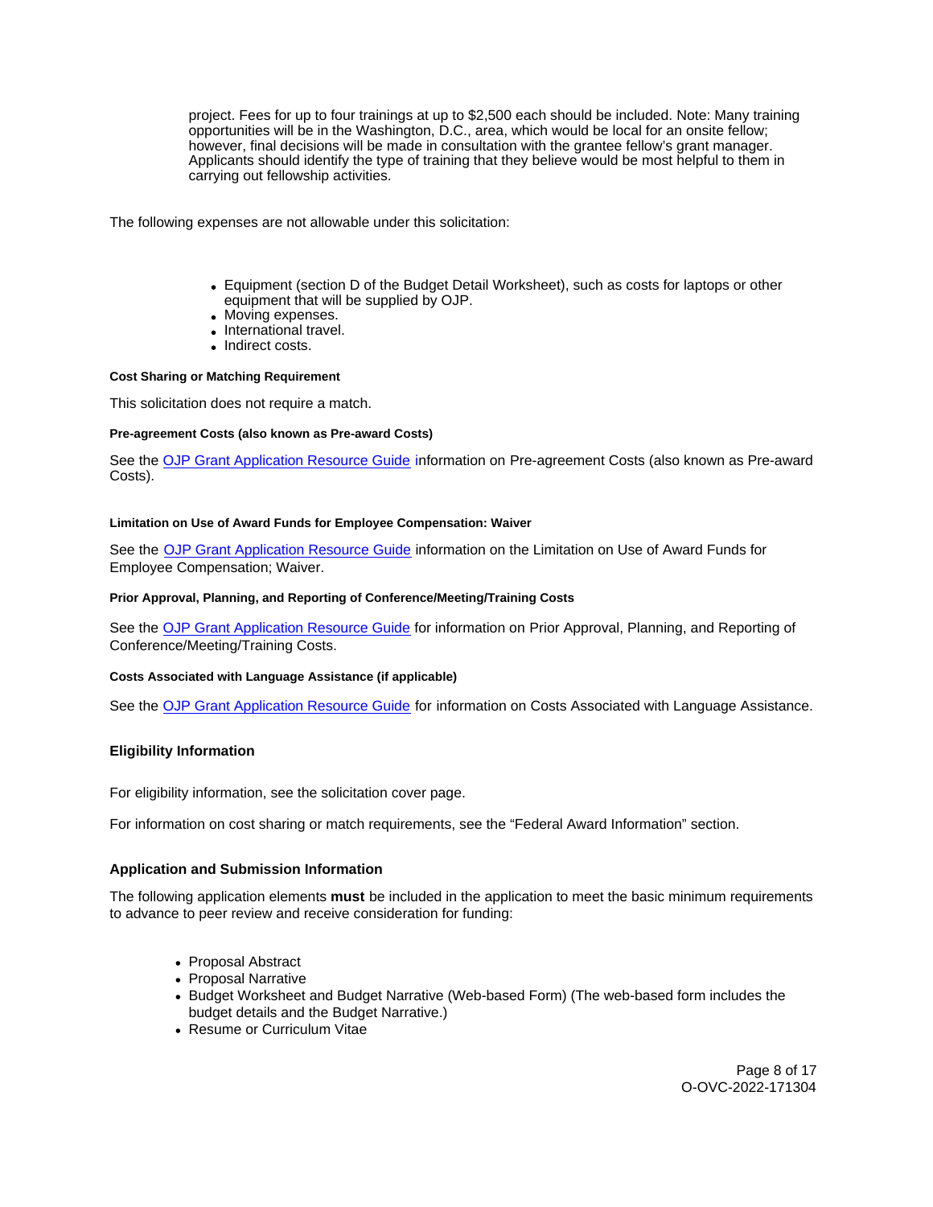project. Fees for up to four trainings at up to $2,500 each should be included. Note: Many training opportunities will be in the Washington, D.C., area, which would be local for an onsite fellow; however, final decisions will be made in consultation with the grantee fellow's grant manager. Applicants should identify the type of training that they believe would be most helpful to them in carrying out fellowship activities.

The following expenses are not allowable under this solicitation:

- Equipment (section D of the Budget Detail Worksheet), such as costs for laptops or other equipment that will be supplied by OJP.
- Moving expenses.
- International travel.
- Indirect costs.

#### Cost Sharing or Matching Requirement

This solicitation does not require a match.

#### Pre-agreement Costs (also known as Pre-award Costs)

See the OJP Grant Application Resource Guide information on Pre-agreement Costs (also known as Pre-award Costs).

#### Limitation on Use of Award Funds for Employee Compensation: Waiver

See the OJP Grant Application Resource Guide information on the Limitation on Use of Award Funds for Employee Compensation; Waiver.

#### Prior Approval, Planning, and Reporting of Conference/Meeting/Training Costs

See the OJP Grant Application Resource Guide for information on Prior Approval, Planning, and Reporting of Conference/Meeting/Training Costs.

#### Costs Associated with Language Assistance (if applicable)

See the OJP Grant Application Resource Guide for information on Costs Associated with Language Assistance.

### Eligibility Information

For eligibility information, see the solicitation cover page.

For information on cost sharing or match requirements, see the "Federal Award Information" section.

### Application and Submission Information

The following application elements **must** be included in the application to meet the basic minimum requirements to advance to peer review and receive consideration for funding:

- Proposal Abstract
- Proposal Narrative
- Budget Worksheet and Budget Narrative (Web-based Form) (The web-based form includes the budget details and the Budget Narrative.)
- Resume or Curriculum Vitae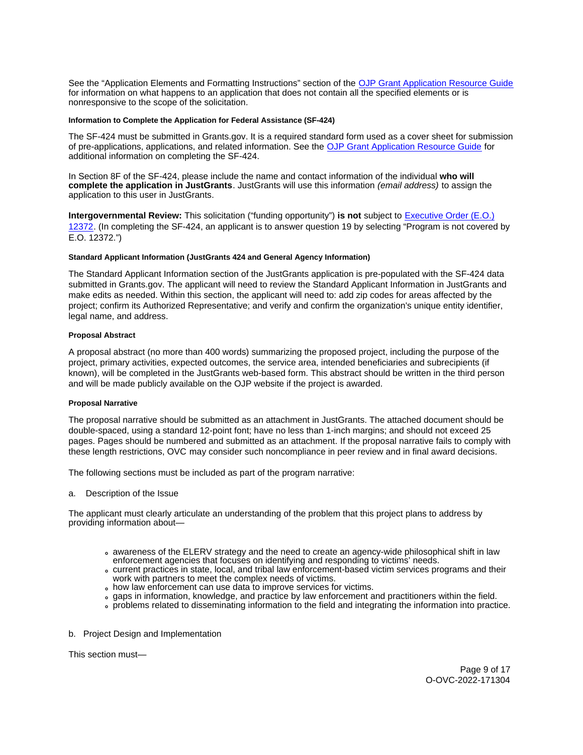See the "Application Elements and Formatting Instructions" section of the OJP Grant Application Resource Guide for information on what happens to an application that does not contain all the specified elements or is nonresponsive to the scope of the solicitation.

#### Information to Complete the Application for Federal Assistance (SF-424)

The SF-424 must be submitted in Grants.gov. It is a required standard form used as a cover sheet for submission of pre-applications, applications, and related information. See the OJP Grant Application Resource Guide for additional information on completing the SF-424.

In Section 8F of the SF-424, please include the name and contact information of the individual **who will complete the application in JustGrants**. JustGrants will use this information *(email address)* to assign the application to this user in JustGrants.

**Intergovernmental Review:** This solicitation ("funding opportunity") **is not** subject to Executive Order (E.O.) 12372. (In completing the SF-424, an applicant is to answer question 19 by selecting "Program is not covered by E.O. 12372.")

#### Standard Applicant Information (JustGrants 424 and General Agency Information)

The Standard Applicant Information section of the JustGrants application is pre-populated with the SF-424 data submitted in Grants.gov. The applicant will need to review the Standard Applicant Information in JustGrants and make edits as needed. Within this section, the applicant will need to: add zip codes for areas affected by the project; confirm its Authorized Representative; and verify and confirm the organization's unique entity identifier, legal name, and address.

#### Proposal Abstract

A proposal abstract (no more than 400 words) summarizing the proposed project, including the purpose of the project, primary activities, expected outcomes, the service area, intended beneficiaries and subrecipients (if known), will be completed in the JustGrants web-based form. This abstract should be written in the third person and will be made publicly available on the OJP website if the project is awarded.

#### Proposal Narrative

The proposal narrative should be submitted as an attachment in JustGrants. The attached document should be double-spaced, using a standard 12-point font; have no less than 1-inch margins; and should not exceed 25 pages. Pages should be numbered and submitted as an attachment. If the proposal narrative fails to comply with these length restrictions, OVC may consider such noncompliance in peer review and in final award decisions.

The following sections must be included as part of the program narrative:

a. Description of the Issue

The applicant must clearly articulate an understanding of the problem that this project plans to address by providing information about—

- awareness of the ELERV strategy and the need to create an agency-wide philosophical shift in law enforcement agencies that focuses on identifying and responding to victims' needs.
- current practices in state, local, and tribal law enforcement-based victim services programs and their work with partners to meet the complex needs of victims.
- how law enforcement can use data to improve services for victims.
- gaps in information, knowledge, and practice by law enforcement and practitioners within the field.
- problems related to disseminating information to the field and integrating the information into practice.

b. Project Design and Implementation

This section must—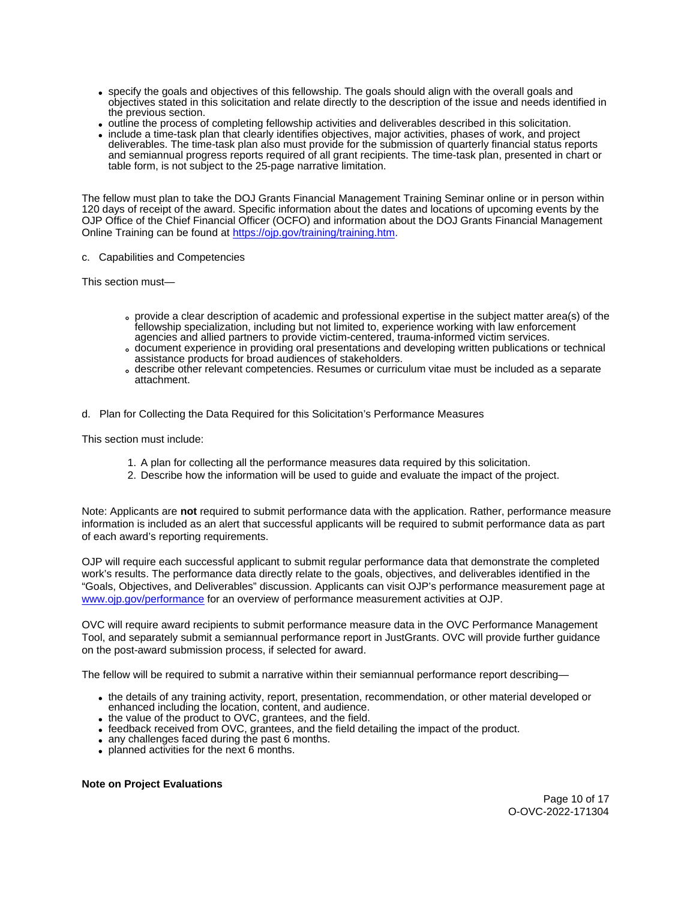- specify the goals and objectives of this fellowship. The goals should align with the overall goals and objectives stated in this solicitation and relate directly to the description of the issue and needs identified in the previous section.
- outline the process of completing fellowship activities and deliverables described in this solicitation.
- include a time-task plan that clearly identifies objectives, major activities, phases of work, and project deliverables. The time-task plan also must provide for the submission of quarterly financial status reports and semiannual progress reports required of all grant recipients. The time-task plan, presented in chart or table form, is not subject to the 25-page narrative limitation.

The fellow must plan to take the DOJ Grants Financial Management Training Seminar online or in person within 120 days of receipt of the award. Specific information about the dates and locations of upcoming events by the OJP Office of the Chief Financial Officer (OCFO) and information about the DOJ Grants Financial Management Online Training can be found at [https://ojp.gov/training/training.htm](https://ojp.gov/training/training.htm).

c. Capabilities and Competencies

This section must—

- provide a clear description of academic and professional expertise in the subject matter area(s) of the fellowship specialization, including but not limited to, experience working with law enforcement agencies and allied partners to provide victim-centered, trauma-informed victim services.
- document experience in providing oral presentations and developing written publications or technical assistance products for broad audiences of stakeholders.
- describe other relevant competencies. Resumes or curriculum vitae must be included as a separate attachment.

d. Plan for Collecting the Data Required for this Solicitation's Performance Measures

This section must include:

1. A plan for collecting all the performance measures data required by this solicitation.
2. Describe how the information will be used to guide and evaluate the impact of the project.

Note: Applicants are **not** required to submit performance data with the application. Rather, performance measure information is included as an alert that successful applicants will be required to submit performance data as part of each award's reporting requirements.

OJP will require each successful applicant to submit regular performance data that demonstrate the completed work's results. The performance data directly relate to the goals, objectives, and deliverables identified in the "Goals, Objectives, and Deliverables" discussion. Applicants can visit OJP's performance measurement page at [www.ojp.gov/performance](www.ojp.gov/performance) for an overview of performance measurement activities at OJP.

OVC will require award recipients to submit performance measure data in the OVC Performance Management Tool, and separately submit a semiannual performance report in JustGrants. OVC will provide further guidance on the post-award submission process, if selected for award.

The fellow will be required to submit a narrative within their semiannual performance report describing—

- the details of any training activity, report, presentation, recommendation, or other material developed or enhanced including the location, content, and audience.
- the value of the product to OVC, grantees, and the field.
- feedback received from OVC, grantees, and the field detailing the impact of the product.
- any challenges faced during the past 6 months.
- planned activities for the next 6 months.

**Note on Project Evaluations**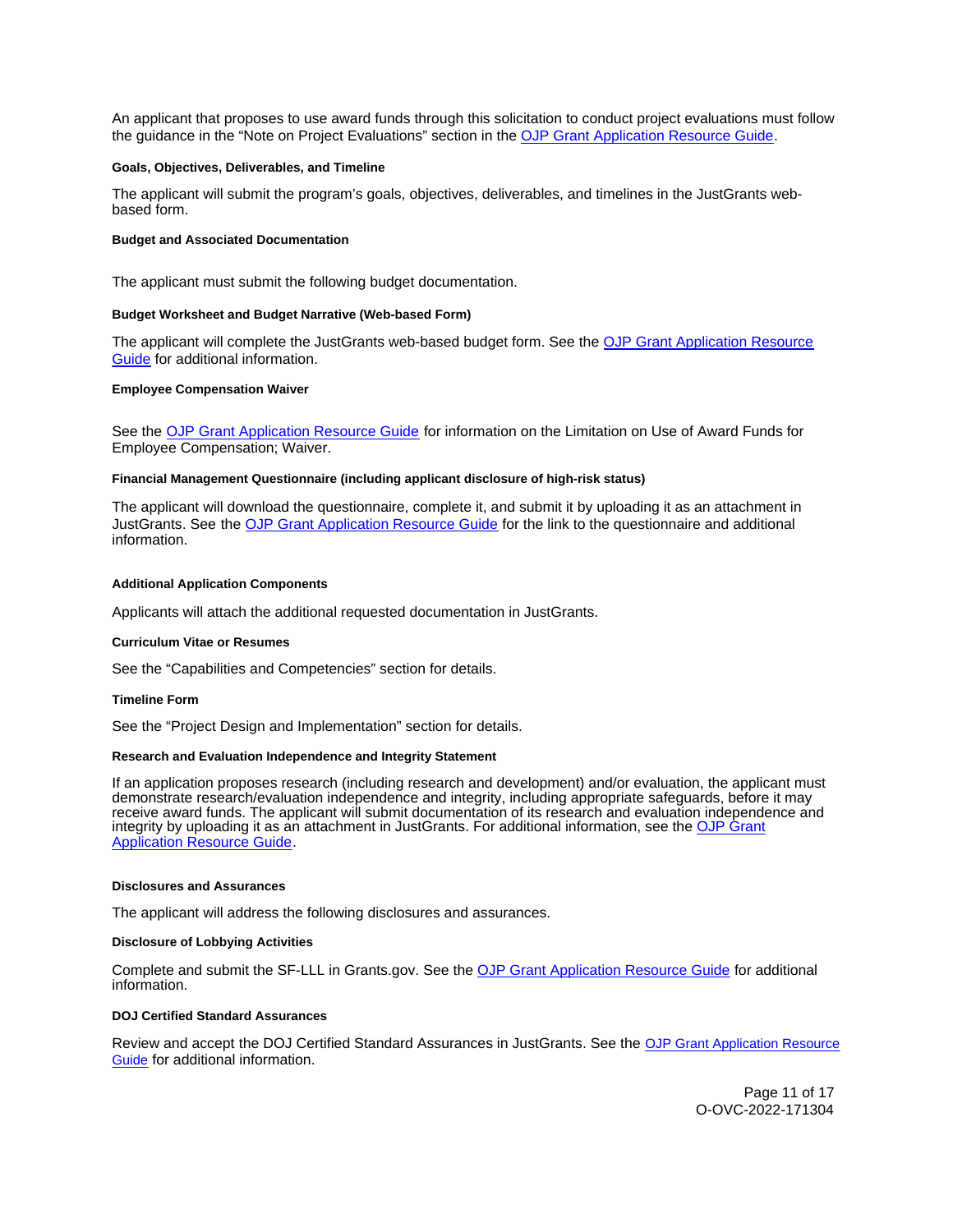An applicant that proposes to use award funds through this solicitation to conduct project evaluations must follow the guidance in the "Note on Project Evaluations" section in the OJP Grant Application Resource Guide.

#### Goals, Objectives, Deliverables, and Timeline

The applicant will submit the program's goals, objectives, deliverables, and timelines in the JustGrants web-based form.

#### Budget and Associated Documentation

The applicant must submit the following budget documentation.

#### Budget Worksheet and Budget Narrative (Web-based Form)

The applicant will complete the JustGrants web-based budget form. See the OJP Grant Application Resource Guide for additional information.

#### Employee Compensation Waiver

See the OJP Grant Application Resource Guide for information on the Limitation on Use of Award Funds for Employee Compensation; Waiver.

#### Financial Management Questionnaire (including applicant disclosure of high-risk status)

The applicant will download the questionnaire, complete it, and submit it by uploading it as an attachment in JustGrants. See the OJP Grant Application Resource Guide for the link to the questionnaire and additional information.

#### Additional Application Components

Applicants will attach the additional requested documentation in JustGrants.

#### Curriculum Vitae or Resumes

See the "Capabilities and Competencies" section for details.

#### Timeline Form

See the "Project Design and Implementation" section for details.

#### Research and Evaluation Independence and Integrity Statement

If an application proposes research (including research and development) and/or evaluation, the applicant must demonstrate research/evaluation independence and integrity, including appropriate safeguards, before it may receive award funds. The applicant will submit documentation of its research and evaluation independence and integrity by uploading it as an attachment in JustGrants. For additional information, see the OJP Grant Application Resource Guide.

#### Disclosures and Assurances

The applicant will address the following disclosures and assurances.

#### Disclosure of Lobbying Activities

Complete and submit the SF-LLL in Grants.gov. See the OJP Grant Application Resource Guide for additional information.

#### DOJ Certified Standard Assurances

Review and accept the DOJ Certified Standard Assurances in JustGrants. See the OJP Grant Application Resource Guide for additional information.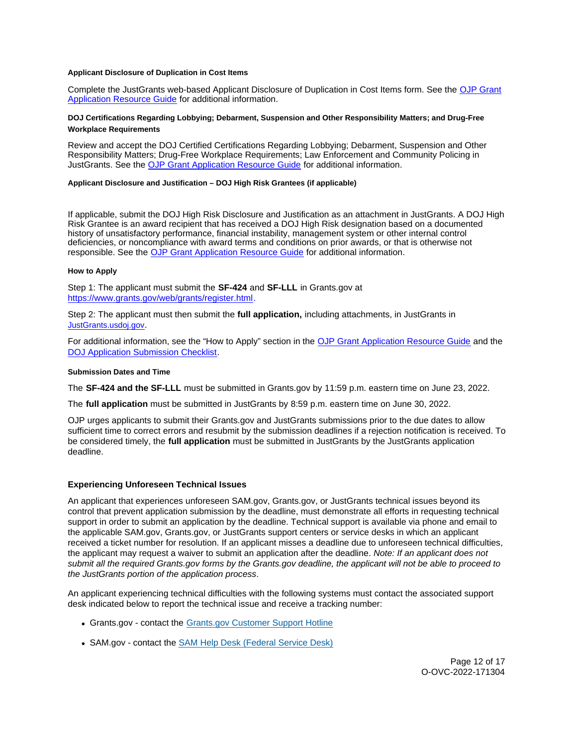#### Applicant Disclosure of Duplication in Cost Items

Complete the JustGrants web-based Applicant Disclosure of Duplication in Cost Items form. See the [OJP Grant Application Resource Guide](#) for additional information.

#### DOJ Certifications Regarding Lobbying; Debarment, Suspension and Other Responsibility Matters; and Drug-Free Workplace Requirements

Review and accept the DOJ Certified Certifications Regarding Lobbying; Debarment, Suspension and Other Responsibility Matters; Drug-Free Workplace Requirements; Law Enforcement and Community Policing in JustGrants. See the [OJP Grant Application Resource Guide](#) for additional information.

#### Applicant Disclosure and Justification – DOJ High Risk Grantees (if applicable)

If applicable, submit the DOJ High Risk Disclosure and Justification as an attachment in JustGrants. A DOJ High Risk Grantee is an award recipient that has received a DOJ High Risk designation based on a documented history of unsatisfactory performance, financial instability, management system or other internal control deficiencies, or noncompliance with award terms and conditions on prior awards, or that is otherwise not responsible. See the [OJP Grant Application Resource Guide](#) for additional information.

#### How to Apply

Step 1: The applicant must submit the **SF-424** and **SF-LLL** in Grants.gov at [https://www.grants.gov/web/grants/register.html](https://www.grants.gov/web/grants/register.html).

Step 2: The applicant must then submit the **full application,** including attachments, in JustGrants in [JustGrants.usdoj.gov](#).

For additional information, see the "How to Apply" section in the [OJP Grant Application Resource Guide](#) and the [DOJ Application Submission Checklist](#).

#### Submission Dates and Time

The **SF-424 and the SF-LLL** must be submitted in Grants.gov by 11:59 p.m. eastern time on June 23, 2022.

The **full application** must be submitted in JustGrants by 8:59 p.m. eastern time on June 30, 2022.

OJP urges applicants to submit their Grants.gov and JustGrants submissions prior to the due dates to allow sufficient time to correct errors and resubmit by the submission deadlines if a rejection notification is received. To be considered timely, the **full application** must be submitted in JustGrants by the JustGrants application deadline.

### Experiencing Unforeseen Technical Issues

An applicant that experiences unforeseen SAM.gov, Grants.gov, or JustGrants technical issues beyond its control that prevent application submission by the deadline, must demonstrate all efforts in requesting technical support in order to submit an application by the deadline. Technical support is available via phone and email to the applicable SAM.gov, Grants.gov, or JustGrants support centers or service desks in which an applicant received a ticket number for resolution. If an applicant misses a deadline due to unforeseen technical difficulties, the applicant may request a waiver to submit an application after the deadline. *Note: If an applicant does not submit all the required Grants.gov forms by the Grants.gov deadline, the applicant will not be able to proceed to the JustGrants portion of the application process*.

An applicant experiencing technical difficulties with the following systems must contact the associated support desk indicated below to report the technical issue and receive a tracking number:

- Grants.gov - contact the [Grants.gov Customer Support Hotline](#)
- SAM.gov - contact the [SAM Help Desk (Federal Service Desk)](#)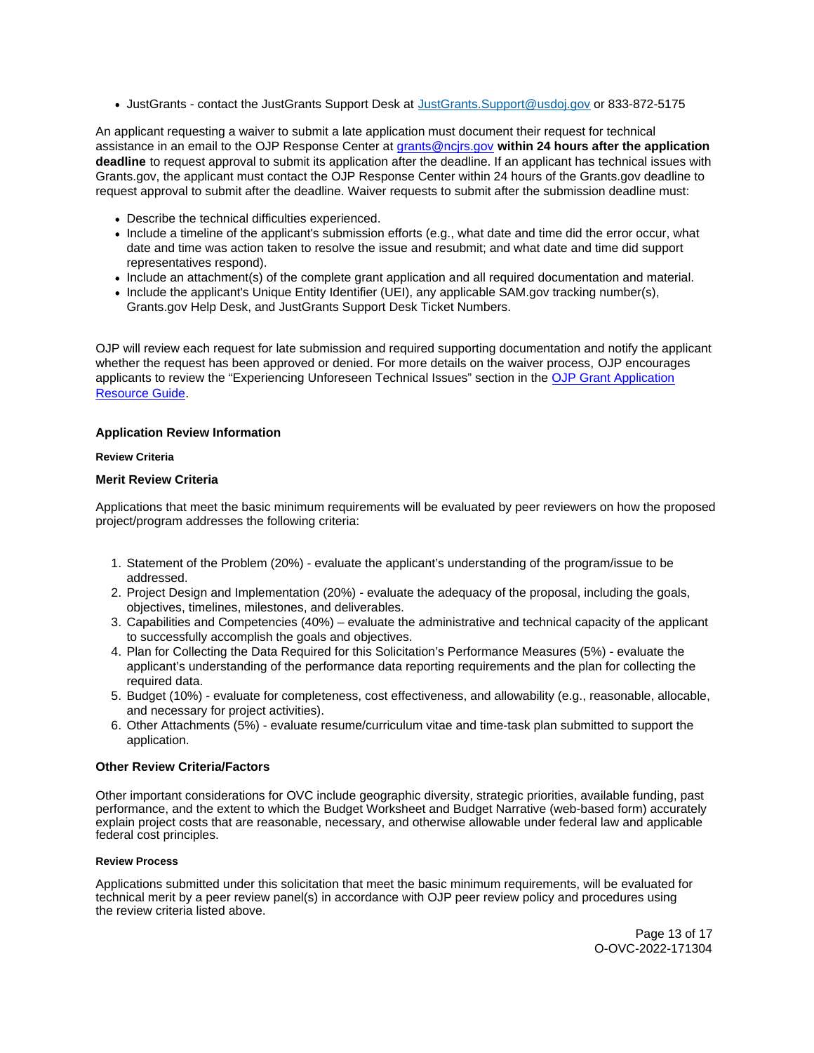- JustGrants - contact the JustGrants Support Desk at [JustGrants.Support@usdoj.gov](mailto:JustGrants.Support@usdoj.gov) or 833-872-5175

An applicant requesting a waiver to submit a late application must document their request for technical assistance in an email to the OJP Response Center at [grants@ncjrs.gov](mailto:grants@ncjrs.gov) **within 24 hours after the application deadline** to request approval to submit its application after the deadline. If an applicant has technical issues with Grants.gov, the applicant must contact the OJP Response Center within 24 hours of the Grants.gov deadline to request approval to submit after the deadline. Waiver requests to submit after the submission deadline must:

- Describe the technical difficulties experienced.
- Include a timeline of the applicant's submission efforts (e.g., what date and time did the error occur, what date and time was action taken to resolve the issue and resubmit; and what date and time did support representatives respond).
- Include an attachment(s) of the complete grant application and all required documentation and material.
- Include the applicant's Unique Entity Identifier (UEI), any applicable SAM.gov tracking number(s), Grants.gov Help Desk, and JustGrants Support Desk Ticket Numbers.

OJP will review each request for late submission and required supporting documentation and notify the applicant whether the request has been approved or denied. For more details on the waiver process, OJP encourages applicants to review the "Experiencing Unforeseen Technical Issues" section in the [OJP Grant Application Resource Guide](#).

### Application Review Information

#### Review Criteria

#### Merit Review Criteria

Applications that meet the basic minimum requirements will be evaluated by peer reviewers on how the proposed project/program addresses the following criteria:

1. Statement of the Problem (20%) - evaluate the applicant's understanding of the program/issue to be addressed.
2. Project Design and Implementation (20%) - evaluate the adequacy of the proposal, including the goals, objectives, timelines, milestones, and deliverables.
3. Capabilities and Competencies (40%) – evaluate the administrative and technical capacity of the applicant to successfully accomplish the goals and objectives.
4. Plan for Collecting the Data Required for this Solicitation's Performance Measures (5%) - evaluate the applicant's understanding of the performance data reporting requirements and the plan for collecting the required data.
5. Budget (10%) - evaluate for completeness, cost effectiveness, and allowability (e.g., reasonable, allocable, and necessary for project activities).
6. Other Attachments (5%) - evaluate resume/curriculum vitae and time-task plan submitted to support the application.

#### Other Review Criteria/Factors

Other important considerations for OVC include geographic diversity, strategic priorities, available funding, past performance, and the extent to which the Budget Worksheet and Budget Narrative (web-based form) accurately explain project costs that are reasonable, necessary, and otherwise allowable under federal law and applicable federal cost principles.

#### Review Process

Applications submitted under this solicitation that meet the basic minimum requirements, will be evaluated for technical merit by a peer review panel(s) in accordance with OJP peer review policy and procedures using the review criteria listed above.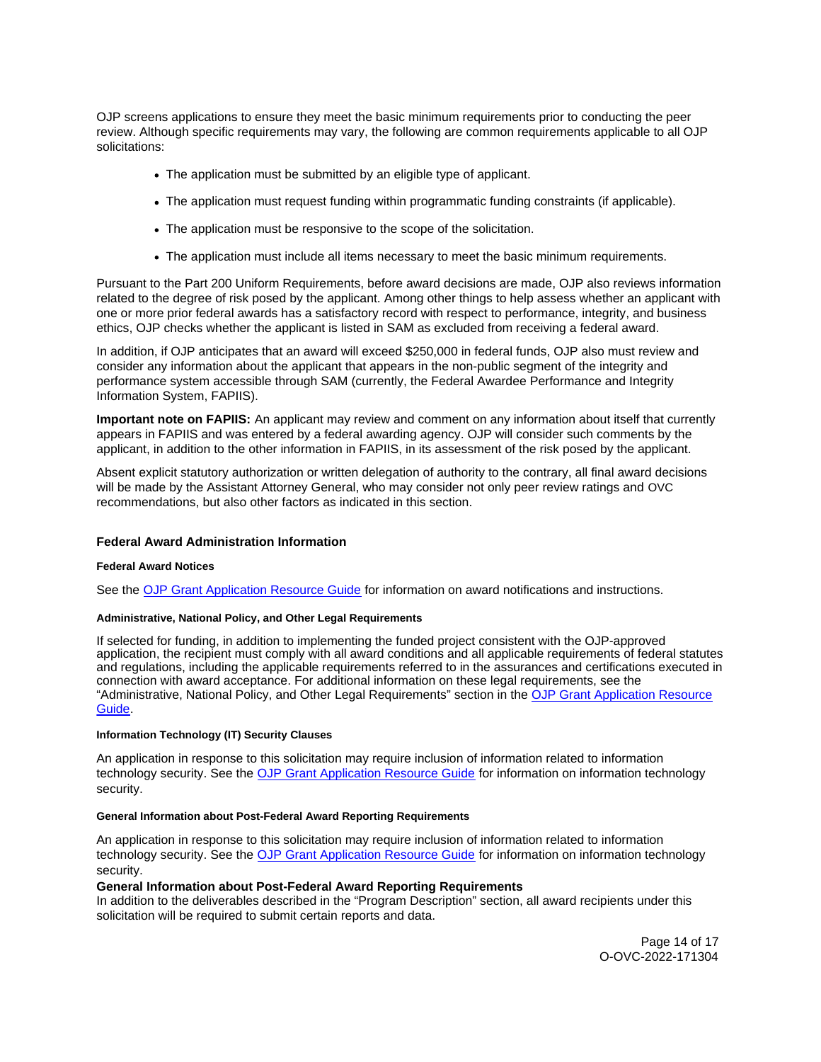OJP screens applications to ensure they meet the basic minimum requirements prior to conducting the peer review. Although specific requirements may vary, the following are common requirements applicable to all OJP solicitations:

- The application must be submitted by an eligible type of applicant.
- The application must request funding within programmatic funding constraints (if applicable).
- The application must be responsive to the scope of the solicitation.
- The application must include all items necessary to meet the basic minimum requirements.

Pursuant to the Part 200 Uniform Requirements, before award decisions are made, OJP also reviews information related to the degree of risk posed by the applicant. Among other things to help assess whether an applicant with one or more prior federal awards has a satisfactory record with respect to performance, integrity, and business ethics, OJP checks whether the applicant is listed in SAM as excluded from receiving a federal award.

In addition, if OJP anticipates that an award will exceed $250,000 in federal funds, OJP also must review and consider any information about the applicant that appears in the non-public segment of the integrity and performance system accessible through SAM (currently, the Federal Awardee Performance and Integrity Information System, FAPIIS).

**Important note on FAPIIS:** An applicant may review and comment on any information about itself that currently appears in FAPIIS and was entered by a federal awarding agency. OJP will consider such comments by the applicant, in addition to the other information in FAPIIS, in its assessment of the risk posed by the applicant.

Absent explicit statutory authorization or written delegation of authority to the contrary, all final award decisions will be made by the Assistant Attorney General, who may consider not only peer review ratings and OVC recommendations, but also other factors as indicated in this section.

## Federal Award Administration Information

#### Federal Award Notices

See the OJP Grant Application Resource Guide for information on award notifications and instructions.

#### Administrative, National Policy, and Other Legal Requirements

If selected for funding, in addition to implementing the funded project consistent with the OJP-approved application, the recipient must comply with all award conditions and all applicable requirements of federal statutes and regulations, including the applicable requirements referred to in the assurances and certifications executed in connection with award acceptance. For additional information on these legal requirements, see the "Administrative, National Policy, and Other Legal Requirements" section in the OJP Grant Application Resource Guide.

#### Information Technology (IT) Security Clauses

An application in response to this solicitation may require inclusion of information related to information technology security. See the OJP Grant Application Resource Guide for information on information technology security.

#### General Information about Post-Federal Award Reporting Requirements

An application in response to this solicitation may require inclusion of information related to information technology security. See the OJP Grant Application Resource Guide for information on information technology security.

### General Information about Post-Federal Award Reporting Requirements

In addition to the deliverables described in the "Program Description" section, all award recipients under this solicitation will be required to submit certain reports and data.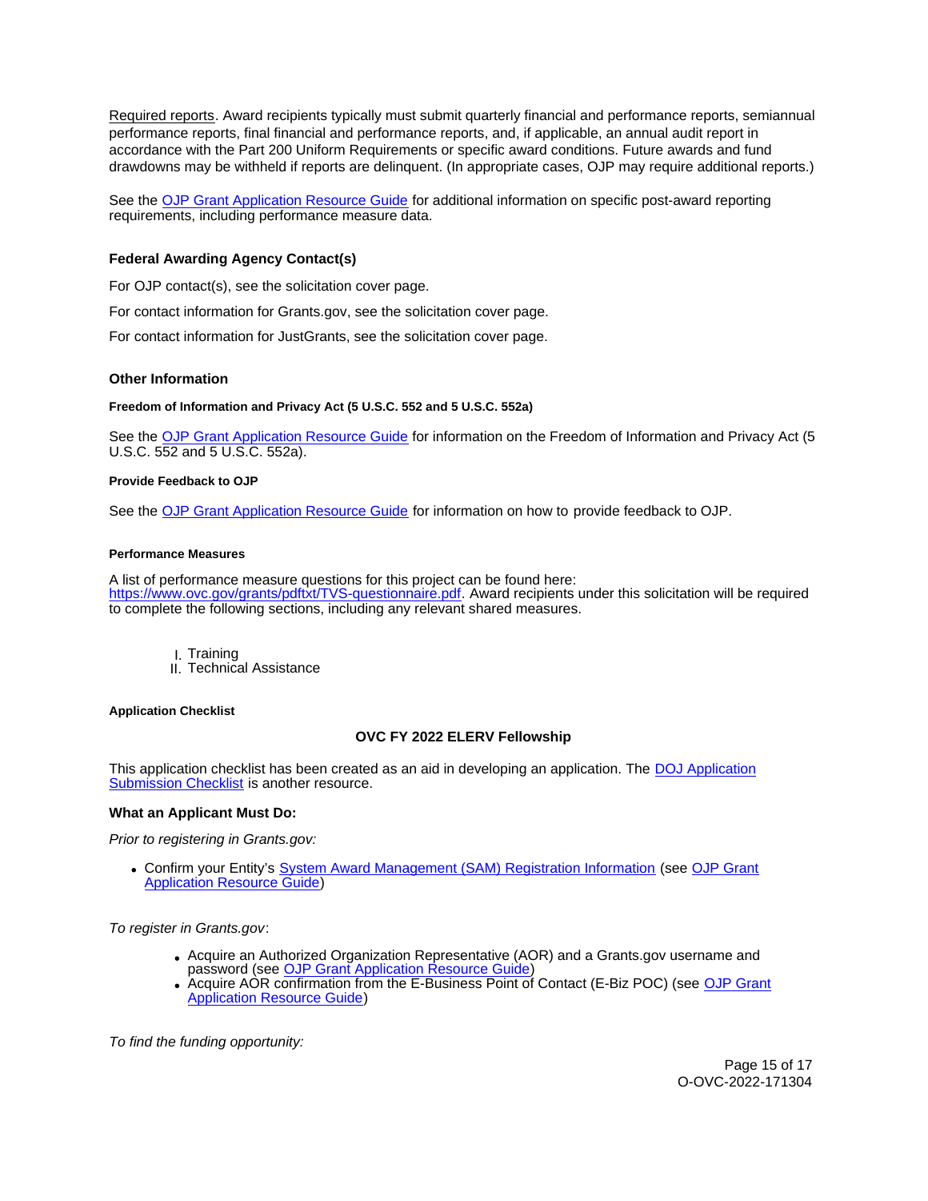Required reports. Award recipients typically must submit quarterly financial and performance reports, semiannual performance reports, final financial and performance reports, and, if applicable, an annual audit report in accordance with the Part 200 Uniform Requirements or specific award conditions. Future awards and fund drawdowns may be withheld if reports are delinquent. (In appropriate cases, OJP may require additional reports.)

See the OJP Grant Application Resource Guide for additional information on specific post-award reporting requirements, including performance measure data.

### Federal Awarding Agency Contact(s)

For OJP contact(s), see the solicitation cover page.

For contact information for Grants.gov, see the solicitation cover page.

For contact information for JustGrants, see the solicitation cover page.

### Other Information

#### Freedom of Information and Privacy Act (5 U.S.C. 552 and 5 U.S.C. 552a)

See the OJP Grant Application Resource Guide for information on the Freedom of Information and Privacy Act (5 U.S.C. 552 and 5 U.S.C. 552a).

#### Provide Feedback to OJP

See the OJP Grant Application Resource Guide for information on how to provide feedback to OJP.

#### Performance Measures

A list of performance measure questions for this project can be found here: https://www.ovc.gov/grants/pdftxt/TVS-questionnaire.pdf. Award recipients under this solicitation will be required to complete the following sections, including any relevant shared measures.

I. Training
II. Technical Assistance

#### Application Checklist

**OVC FY 2022 ELERV Fellowship**

This application checklist has been created as an aid in developing an application. The DOJ Application Submission Checklist is another resource.

**What an Applicant Must Do:**

*Prior to registering in Grants.gov:*

- Confirm your Entity's System Award Management (SAM) Registration Information (see OJP Grant Application Resource Guide)

*To register in Grants.gov*:

- Acquire an Authorized Organization Representative (AOR) and a Grants.gov username and password (see OJP Grant Application Resource Guide)
- Acquire AOR confirmation from the E-Business Point of Contact (E-Biz POC) (see OJP Grant Application Resource Guide)

*To find the funding opportunity:*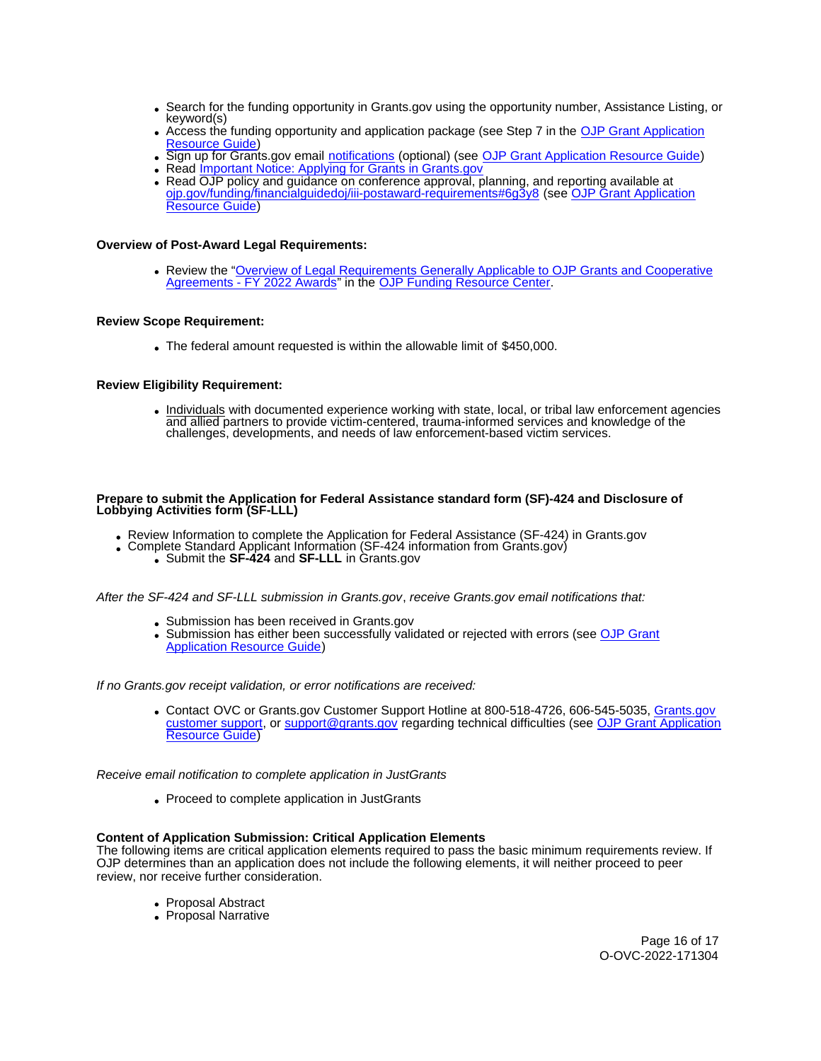- Search for the funding opportunity in Grants.gov using the opportunity number, Assistance Listing, or keyword(s)
- Access the funding opportunity and application package (see Step 7 in the OJP Grant Application Resource Guide)
- Sign up for Grants.gov email notifications (optional) (see OJP Grant Application Resource Guide)
- Read Important Notice: Applying for Grants in Grants.gov
- Read OJP policy and guidance on conference approval, planning, and reporting available at ojp.gov/funding/financialguidedoj/iii-postaward-requirements#6g3y8 (see OJP Grant Application Resource Guide)

**Overview of Post-Award Legal Requirements:**

- Review the "Overview of Legal Requirements Generally Applicable to OJP Grants and Cooperative Agreements - FY 2022 Awards" in the OJP Funding Resource Center.

**Review Scope Requirement:**

- The federal amount requested is within the allowable limit of $450,000.

**Review Eligibility Requirement:**

- Individuals with documented experience working with state, local, or tribal law enforcement agencies and allied partners to provide victim-centered, trauma-informed services and knowledge of the challenges, developments, and needs of law enforcement-based victim services.

**Prepare to submit the Application for Federal Assistance standard form (SF)-424 and Disclosure of Lobbying Activities form (SF-LLL)**

- Review Information to complete the Application for Federal Assistance (SF-424) in Grants.gov
- Complete Standard Applicant Information (SF-424 information from Grants.gov)
  - Submit the **SF-424** and **SF-LLL** in Grants.gov

*After the SF-424 and SF-LLL submission in Grants.gov, receive Grants.gov email notifications that:*

- Submission has been received in Grants.gov
- Submission has either been successfully validated or rejected with errors (see OJP Grant Application Resource Guide)

*If no Grants.gov receipt validation, or error notifications are received:*

- Contact OVC or Grants.gov Customer Support Hotline at 800-518-4726, 606-545-5035, Grants.gov customer support, or support@grants.gov regarding technical difficulties (see OJP Grant Application Resource Guide)

*Receive email notification to complete application in JustGrants*

- Proceed to complete application in JustGrants

**Content of Application Submission: Critical Application Elements**
The following items are critical application elements required to pass the basic minimum requirements review. If OJP determines than an application does not include the following elements, it will neither proceed to peer review, nor receive further consideration.

- Proposal Abstract
- Proposal Narrative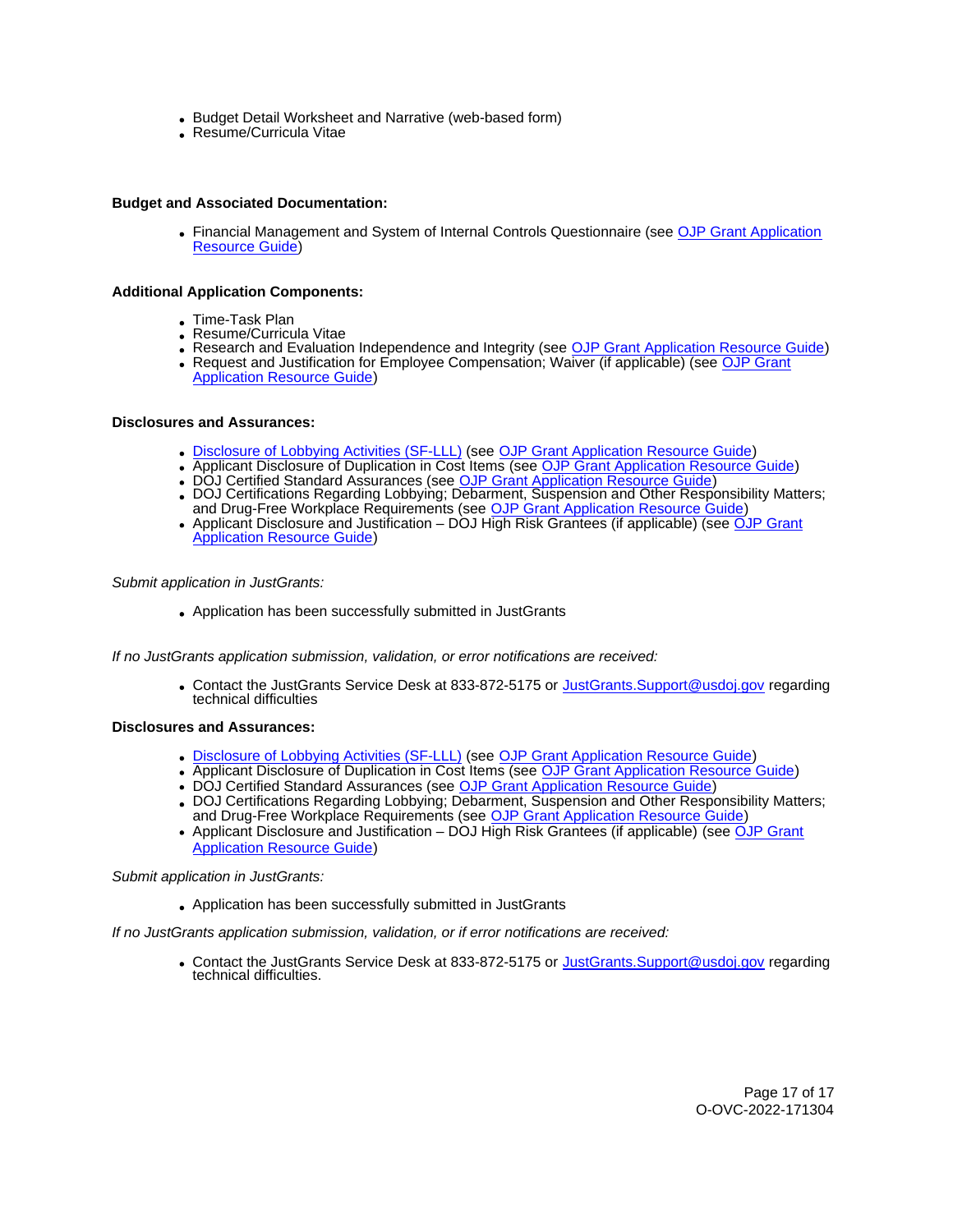- Budget Detail Worksheet and Narrative (web-based form)
- Resume/Curricula Vitae

**Budget and Associated Documentation:**

- Financial Management and System of Internal Controls Questionnaire (see OJP Grant Application Resource Guide)

**Additional Application Components:**

- Time-Task Plan
- Resume/Curricula Vitae
- Research and Evaluation Independence and Integrity (see OJP Grant Application Resource Guide)
- Request and Justification for Employee Compensation; Waiver (if applicable) (see OJP Grant Application Resource Guide)

**Disclosures and Assurances:**

- Disclosure of Lobbying Activities (SF-LLL) (see OJP Grant Application Resource Guide)
- Applicant Disclosure of Duplication in Cost Items (see OJP Grant Application Resource Guide)
- DOJ Certified Standard Assurances (see OJP Grant Application Resource Guide)
- DOJ Certifications Regarding Lobbying; Debarment, Suspension and Other Responsibility Matters; and Drug-Free Workplace Requirements (see OJP Grant Application Resource Guide)
- Applicant Disclosure and Justification – DOJ High Risk Grantees (if applicable) (see OJP Grant Application Resource Guide)

*Submit application in JustGrants:*

- Application has been successfully submitted in JustGrants

*If no JustGrants application submission, validation, or error notifications are received:*

- Contact the JustGrants Service Desk at 833-872-5175 or JustGrants.Support@usdoj.gov regarding technical difficulties

**Disclosures and Assurances:**

- Disclosure of Lobbying Activities (SF-LLL) (see OJP Grant Application Resource Guide)
- Applicant Disclosure of Duplication in Cost Items (see OJP Grant Application Resource Guide)
- DOJ Certified Standard Assurances (see OJP Grant Application Resource Guide)
- DOJ Certifications Regarding Lobbying; Debarment, Suspension and Other Responsibility Matters; and Drug-Free Workplace Requirements (see OJP Grant Application Resource Guide)
- Applicant Disclosure and Justification – DOJ High Risk Grantees (if applicable) (see OJP Grant Application Resource Guide)

*Submit application in JustGrants:*

- Application has been successfully submitted in JustGrants

*If no JustGrants application submission, validation, or if error notifications are received:*

- Contact the JustGrants Service Desk at 833-872-5175 or JustGrants.Support@usdoj.gov regarding technical difficulties.

O-OVC-2022-171304